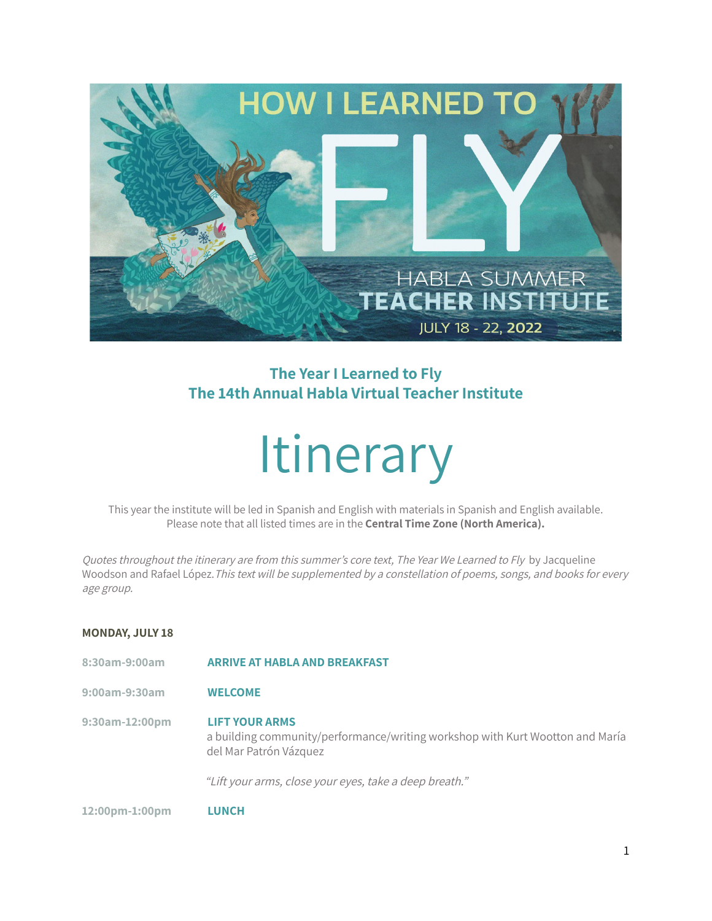## The Year I Learned to Fly
## The 14th Annual Habla Virtual Teacher Institute

# Itinerary

This year the institute will be led in Spanish and English with materials in Spanish and English available. Please note that all listed times are in the **Central Time Zone (North America).**

*Quotes throughout the itinerary are from this summer's core text, The Year We Learned to Fly* by Jacqueline Woodson and Rafael López. *This text will be supplemented by a constellation of poems, songs, and books for every age group.*

**MONDAY, JULY 18**

**8:30am-9:00am** **ARRIVE AT HABLA AND BREAKFAST**

**9:00am-9:30am** **WELCOME**

**9:30am-12:00pm** **LIFT YOUR ARMS**
a building community/performance/writing workshop with Kurt Wootton and María del Mar Patrón Vázquez

*"Lift your arms, close your eyes, take a deep breath."*

**12:00pm-1:00pm** **LUNCH**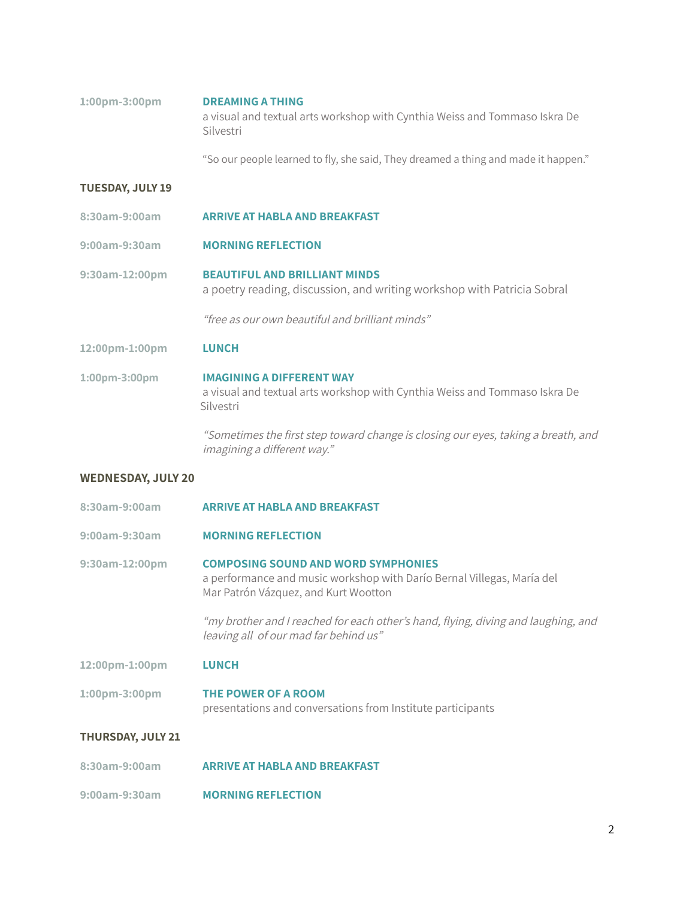**1:00pm-3:00pm** **DREAMING A THING**
a visual and textual arts workshop with Cynthia Weiss and Tommaso Iskra De Silvestri

"So our people learned to fly, she said, They dreamed a thing and made it happen."

## TUESDAY, JULY 19

**8:30am-9:00am** **ARRIVE AT HABLA AND BREAKFAST**

**9:00am-9:30am** **MORNING REFLECTION**

**9:30am-12:00pm** **BEAUTIFUL AND BRILLIANT MINDS**
a poetry reading, discussion, and writing workshop with Patricia Sobral

*"free as our own beautiful and brilliant minds"*

**12:00pm-1:00pm** **LUNCH**

**1:00pm-3:00pm** **IMAGINING A DIFFERENT WAY**
a visual and textual arts workshop with Cynthia Weiss and Tommaso Iskra De Silvestri

*"Sometimes the first step toward change is closing our eyes, taking a breath, and imagining a different way."*

## WEDNESDAY, JULY 20

**8:30am-9:00am** **ARRIVE AT HABLA AND BREAKFAST**

**9:00am-9:30am** **MORNING REFLECTION**

**9:30am-12:00pm** **COMPOSING SOUND AND WORD SYMPHONIES**
a performance and music workshop with Darío Bernal Villegas, María del Mar Patrón Vázquez, and Kurt Wootton

*"my brother and I reached for each other's hand, flying, diving and laughing, and leaving all of our mad far behind us"*

**12:00pm-1:00pm** **LUNCH**

**1:00pm-3:00pm** **THE POWER OF A ROOM**
presentations and conversations from Institute participants

## THURSDAY, JULY 21

**8:30am-9:00am** **ARRIVE AT HABLA AND BREAKFAST**

**9:00am-9:30am** **MORNING REFLECTION**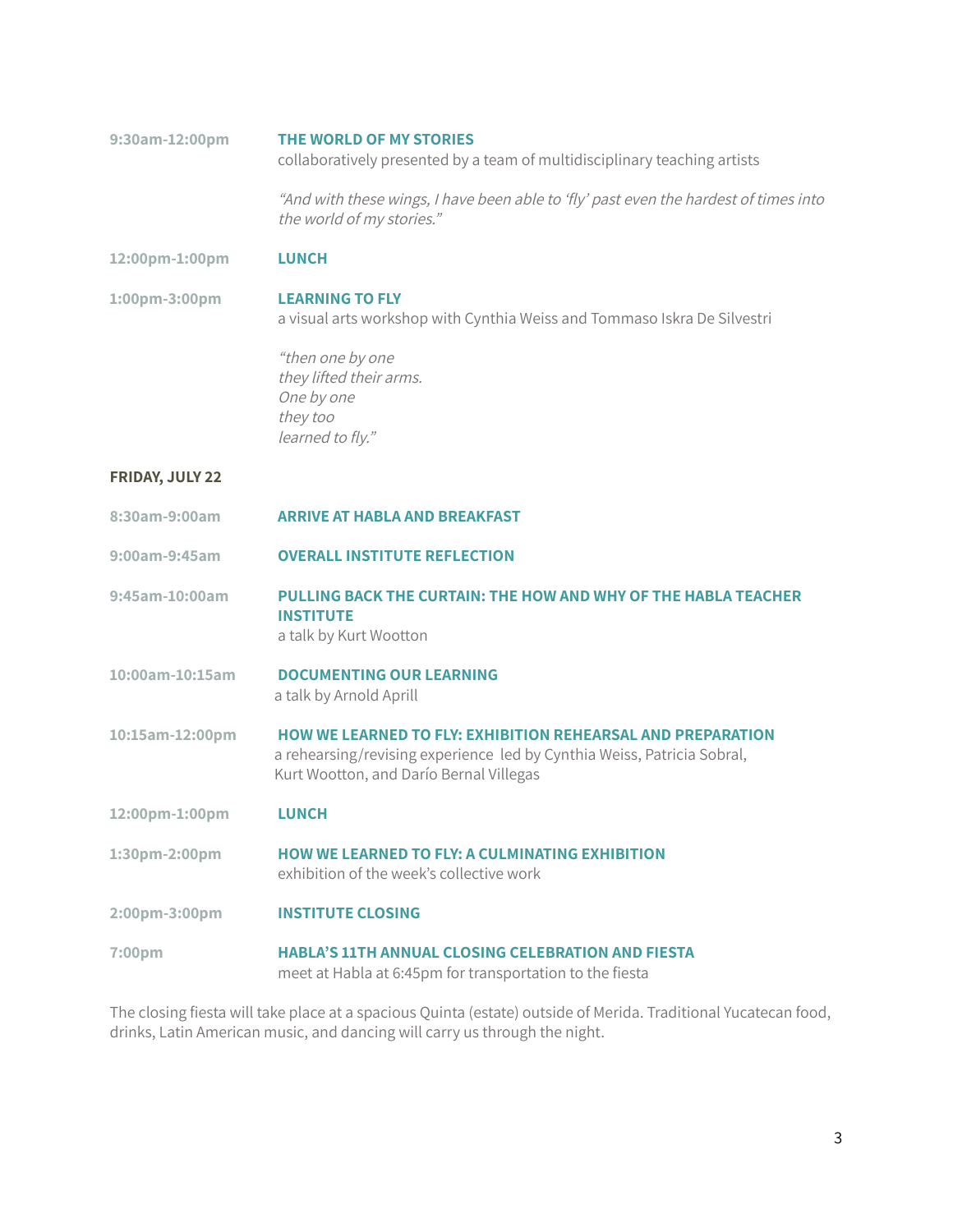**9:30am-12:00pm** **THE WORLD OF MY STORIES**
collaboratively presented by a team of multidisciplinary teaching artists

*"And with these wings, I have been able to 'fly' past even the hardest of times into the world of my stories."*

**12:00pm-1:00pm** **LUNCH**

**1:00pm-3:00pm** **LEARNING TO FLY**
a visual arts workshop with Cynthia Weiss and Tommaso Iskra De Silvestri

*"then one by one*
*they lifted their arms.*
*One by one*
*they too*
*learned to fly."*

## FRIDAY, JULY 22

**8:30am-9:00am** **ARRIVE AT HABLA AND BREAKFAST**

**9:00am-9:45am** **OVERALL INSTITUTE REFLECTION**

**9:45am-10:00am** **PULLING BACK THE CURTAIN: THE HOW AND WHY OF THE HABLA TEACHER INSTITUTE**
a talk by Kurt Wootton

**10:00am-10:15am** **DOCUMENTING OUR LEARNING**
a talk by Arnold Aprill

**10:15am-12:00pm** **HOW WE LEARNED TO FLY: EXHIBITION REHEARSAL AND PREPARATION**
a rehearsing/revising experience led by Cynthia Weiss, Patricia Sobral, Kurt Wootton, and Darío Bernal Villegas

**12:00pm-1:00pm** **LUNCH**

**1:30pm-2:00pm** **HOW WE LEARNED TO FLY: A CULMINATING EXHIBITION**
exhibition of the week's collective work

**2:00pm-3:00pm** **INSTITUTE CLOSING**

**7:00pm** **HABLA'S 11TH ANNUAL CLOSING CELEBRATION AND FIESTA**
meet at Habla at 6:45pm for transportation to the fiesta

The closing fiesta will take place at a spacious Quinta (estate) outside of Merida. Traditional Yucatecan food, drinks, Latin American music, and dancing will carry us through the night.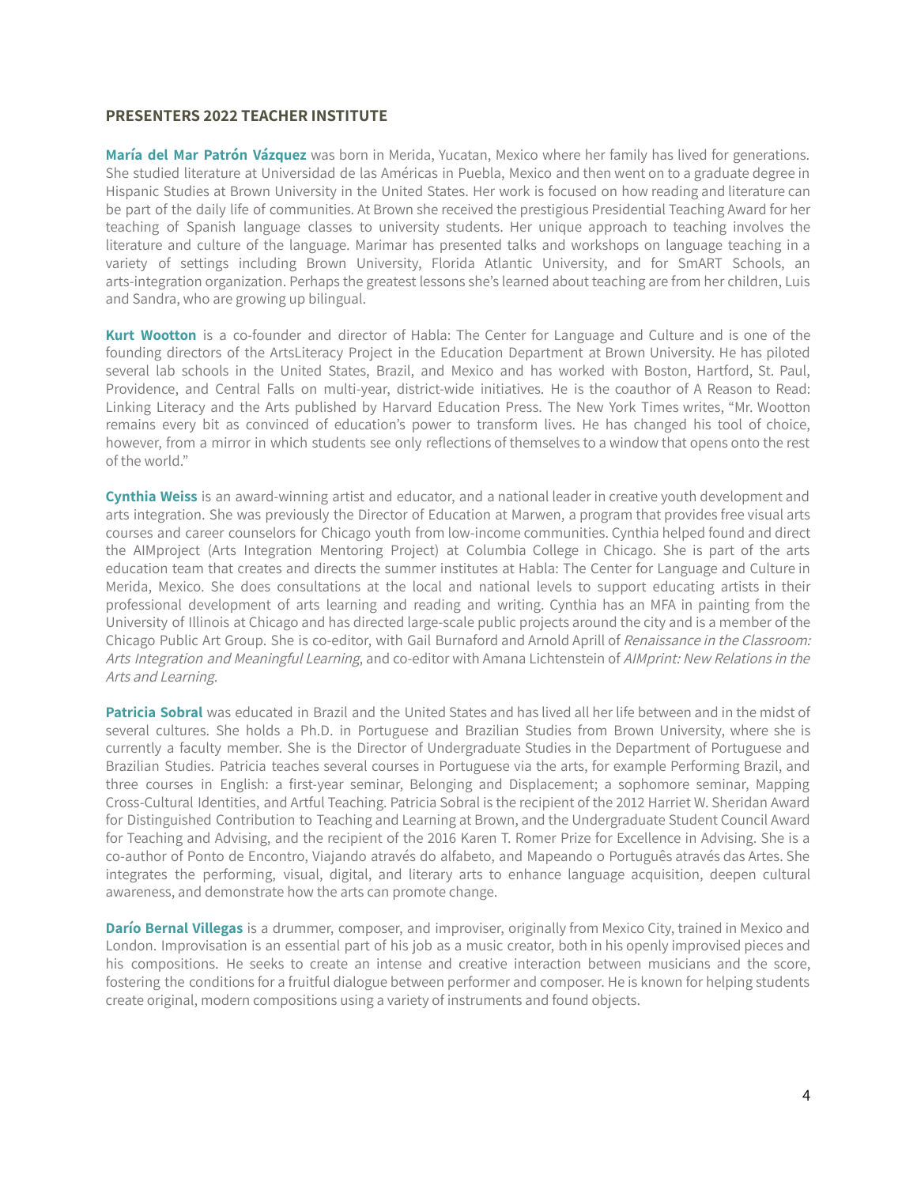## PRESENTERS 2022 TEACHER INSTITUTE

**María del Mar Patrón Vázquez** was born in Merida, Yucatan, Mexico where her family has lived for generations. She studied literature at Universidad de las Américas in Puebla, Mexico and then went on to a graduate degree in Hispanic Studies at Brown University in the United States. Her work is focused on how reading and literature can be part of the daily life of communities. At Brown she received the prestigious Presidential Teaching Award for her teaching of Spanish language classes to university students. Her unique approach to teaching involves the literature and culture of the language. Marimar has presented talks and workshops on language teaching in a variety of settings including Brown University, Florida Atlantic University, and for SmART Schools, an arts-integration organization. Perhaps the greatest lessons she's learned about teaching are from her children, Luis and Sandra, who are growing up bilingual.

**Kurt Wootton** is a co-founder and director of Habla: The Center for Language and Culture and is one of the founding directors of the ArtsLiteracy Project in the Education Department at Brown University. He has piloted several lab schools in the United States, Brazil, and Mexico and has worked with Boston, Hartford, St. Paul, Providence, and Central Falls on multi-year, district-wide initiatives. He is the coauthor of A Reason to Read: Linking Literacy and the Arts published by Harvard Education Press. The New York Times writes, "Mr. Wootton remains every bit as convinced of education's power to transform lives. He has changed his tool of choice, however, from a mirror in which students see only reflections of themselves to a window that opens onto the rest of the world."

**Cynthia Weiss** is an award-winning artist and educator, and a national leader in creative youth development and arts integration. She was previously the Director of Education at Marwen, a program that provides free visual arts courses and career counselors for Chicago youth from low-income communities. Cynthia helped found and direct the AIMproject (Arts Integration Mentoring Project) at Columbia College in Chicago. She is part of the arts education team that creates and directs the summer institutes at Habla: The Center for Language and Culture in Merida, Mexico. She does consultations at the local and national levels to support educating artists in their professional development of arts learning and reading and writing. Cynthia has an MFA in painting from the University of Illinois at Chicago and has directed large-scale public projects around the city and is a member of the Chicago Public Art Group. She is co-editor, with Gail Burnaford and Arnold Aprill of *Renaissance in the Classroom: Arts Integration and Meaningful Learning*, and co-editor with Amana Lichtenstein of *AIMprint: New Relations in the Arts and Learning.*

**Patricia Sobral** was educated in Brazil and the United States and has lived all her life between and in the midst of several cultures. She holds a Ph.D. in Portuguese and Brazilian Studies from Brown University, where she is currently a faculty member. She is the Director of Undergraduate Studies in the Department of Portuguese and Brazilian Studies. Patricia teaches several courses in Portuguese via the arts, for example Performing Brazil, and three courses in English: a first-year seminar, Belonging and Displacement; a sophomore seminar, Mapping Cross-Cultural Identities, and Artful Teaching. Patricia Sobral is the recipient of the 2012 Harriet W. Sheridan Award for Distinguished Contribution to Teaching and Learning at Brown, and the Undergraduate Student Council Award for Teaching and Advising, and the recipient of the 2016 Karen T. Romer Prize for Excellence in Advising. She is a co-author of Ponto de Encontro, Viajando através do alfabeto, and Mapeando o Português através das Artes. She integrates the performing, visual, digital, and literary arts to enhance language acquisition, deepen cultural awareness, and demonstrate how the arts can promote change.

**Darío Bernal Villegas** is a drummer, composer, and improviser, originally from Mexico City, trained in Mexico and London. Improvisation is an essential part of his job as a music creator, both in his openly improvised pieces and his compositions. He seeks to create an intense and creative interaction between musicians and the score, fostering the conditions for a fruitful dialogue between performer and composer. He is known for helping students create original, modern compositions using a variety of instruments and found objects.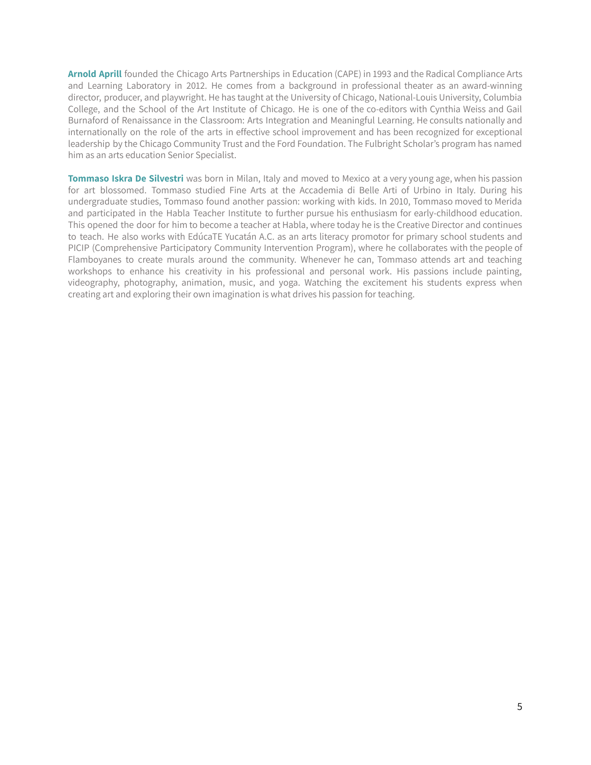**Arnold Aprill** founded the Chicago Arts Partnerships in Education (CAPE) in 1993 and the Radical Compliance Arts and Learning Laboratory in 2012. He comes from a background in professional theater as an award-winning director, producer, and playwright. He has taught at the University of Chicago, National-Louis University, Columbia College, and the School of the Art Institute of Chicago. He is one of the co-editors with Cynthia Weiss and Gail Burnaford of Renaissance in the Classroom: Arts Integration and Meaningful Learning. He consults nationally and internationally on the role of the arts in effective school improvement and has been recognized for exceptional leadership by the Chicago Community Trust and the Ford Foundation. The Fulbright Scholar's program has named him as an arts education Senior Specialist.

**Tommaso Iskra De Silvestri** was born in Milan, Italy and moved to Mexico at a very young age, when his passion for art blossomed. Tommaso studied Fine Arts at the Accademia di Belle Arti of Urbino in Italy. During his undergraduate studies, Tommaso found another passion: working with kids. In 2010, Tommaso moved to Merida and participated in the Habla Teacher Institute to further pursue his enthusiasm for early-childhood education. This opened the door for him to become a teacher at Habla, where today he is the Creative Director and continues to teach. He also works with EdúcaTE Yucatán A.C. as an arts literacy promotor for primary school students and PICIP (Comprehensive Participatory Community Intervention Program), where he collaborates with the people of Flamboyanes to create murals around the community. Whenever he can, Tommaso attends art and teaching workshops to enhance his creativity in his professional and personal work. His passions include painting, videography, photography, animation, music, and yoga. Watching the excitement his students express when creating art and exploring their own imagination is what drives his passion for teaching.